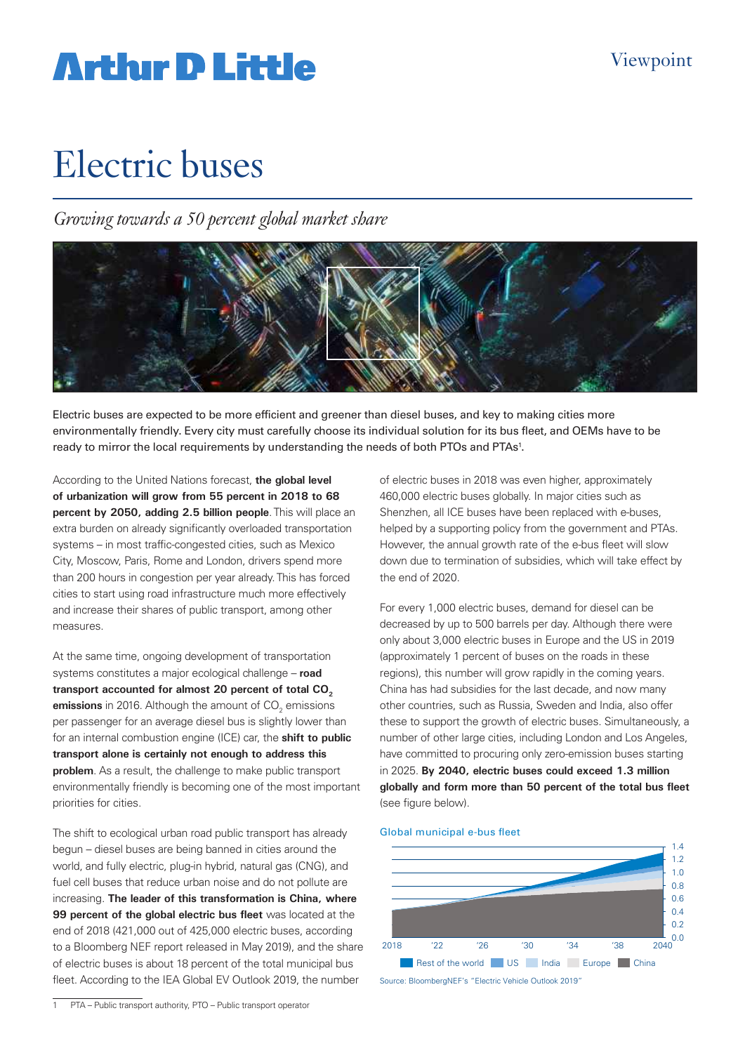Viewpoint

# Electric buses

*Growing towards a 50 percent global market share*

Electric buses are expected to be more efficient and greener than diesel buses, and key to making cities more environmentally friendly. Every city must carefully choose its individual solution for its bus fleet, and OEMs have to be ready to mirror the local requirements by understanding the needs of both PTOs and PTAs[1].

According to the United Nations forecast, **the global level of urbanization will grow from 55 percent in 2018 to 68 percent by 2050, adding 2.5 billion people**. This will place an extra burden on already significantly overloaded transportation systems – in most traffic-congested cities, such as Mexico City, Moscow, Paris, Rome and London, drivers spend more than 200 hours in congestion per year already. This has forced cities to start using road infrastructure much more effectively and increase their shares of public transport, among other measures.

At the same time, ongoing development of transportation systems constitutes a major ecological challenge – **road transport accounted for almost 20 percent of total $CO_2$ emissions** in 2016. Although the amount of $CO_2$ emissions per passenger for an average diesel bus is slightly lower than for an internal combustion engine (ICE) car, the **shift to public transport alone is certainly not enough to address this problem**. As a result, the challenge to make public transport environmentally friendly is becoming one of the most important priorities for cities.

The shift to ecological urban road public transport has already begun – diesel buses are being banned in cities around the world, and fully electric, plug-in hybrid, natural gas (CNG), and fuel cell buses that reduce urban noise and do not pollute are increasing. **The leader of this transformation is China, where 99 percent of the global electric bus fleet** was located at the end of 2018 (421,000 out of 425,000 electric buses, according to a Bloomberg NEF report released in May 2019), and the share of electric buses is about 18 percent of the total municipal bus fleet. According to the IEA Global EV Outlook 2019, the number of electric buses in 2018 was even higher, approximately 460,000 electric buses globally. In major cities such as Shenzhen, all ICE buses have been replaced with e-buses, helped by a supporting policy from the government and PTAs. However, the annual growth rate of the e-bus fleet will slow down due to termination of subsidies, which will take effect by the end of 2020.

For every 1,000 electric buses, demand for diesel can be decreased by up to 500 barrels per day. Although there were only about 3,000 electric buses in Europe and the US in 2019 (approximately 1 percent of buses on the roads in these regions), this number will grow rapidly in the coming years. China has had subsidies for the last decade, and now many other countries, such as Russia, Sweden and India, also offer these to support the growth of electric buses. Simultaneously, a number of other large cities, including London and Los Angeles, have committed to procuring only zero-emission buses starting in 2025. **By 2040, electric buses could exceed 1.3 million globally and form more than 50 percent of the total bus fleet** (see figure below).

Global municipal e-bus fleet

Source: BloombergNEF's "Electric Vehicle Outlook 2019"

1 PTA – Public transport authority, PTO – Public transport operator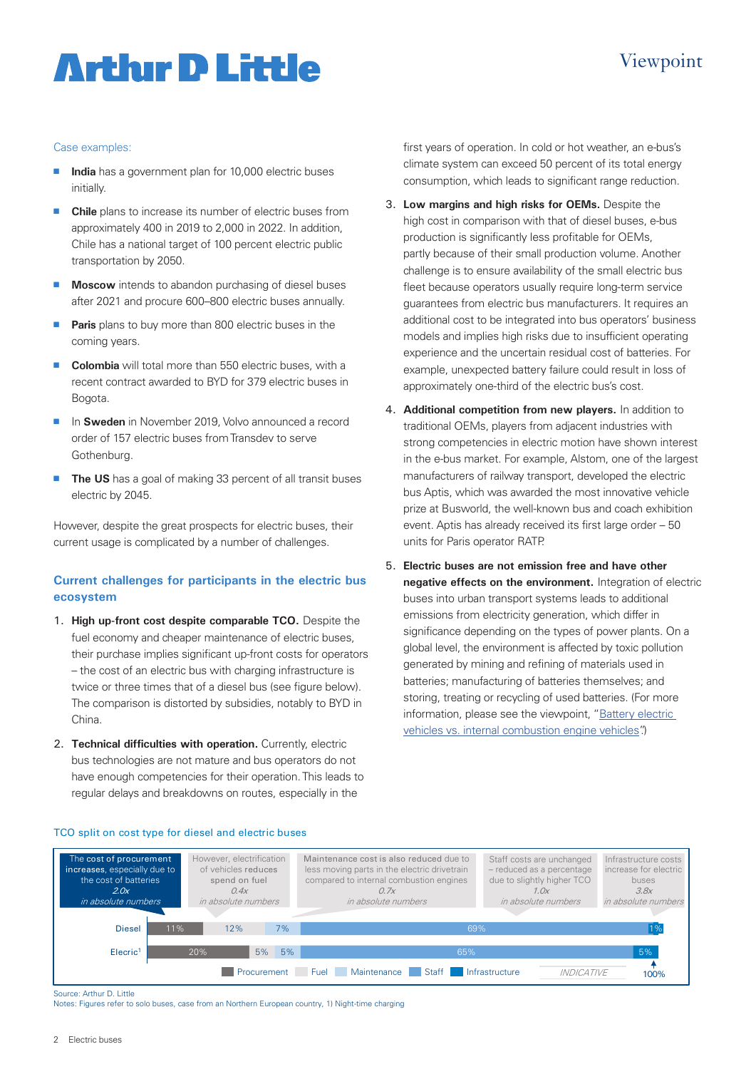Case examples:

- **India** has a government plan for 10,000 electric buses initially.
- **Chile** plans to increase its number of electric buses from approximately 400 in 2019 to 2,000 in 2022. In addition, Chile has a national target of 100 percent electric public transportation by 2050.
- **Moscow** intends to abandon purchasing of diesel buses after 2021 and procure 600–800 electric buses annually.
- **Paris** plans to buy more than 800 electric buses in the coming years.
- **Colombia** will total more than 550 electric buses, with a recent contract awarded to BYD for 379 electric buses in Bogota.
- In **Sweden** in November 2019, Volvo announced a record order of 157 electric buses from Transdev to serve Gothenburg.
- **The US** has a goal of making 33 percent of all transit buses electric by 2045.

However, despite the great prospects for electric buses, their current usage is complicated by a number of challenges.

## Current challenges for participants in the electric bus ecosystem

1. **High up-front cost despite comparable TCO.** Despite the fuel economy and cheaper maintenance of electric buses, their purchase implies significant up-front costs for operators – the cost of an electric bus with charging infrastructure is twice or three times that of a diesel bus (see figure below). The comparison is distorted by subsidies, notably to BYD in China.

2. **Technical difficulties with operation.** Currently, electric bus technologies are not mature and bus operators do not have enough competencies for their operation. This leads to regular delays and breakdowns on routes, especially in the first years of operation. In cold or hot weather, an e-bus's climate system can exceed 50 percent of its total energy consumption, which leads to significant range reduction.

3. **Low margins and high risks for OEMs.** Despite the high cost in comparison with that of diesel buses, e-bus production is significantly less profitable for OEMs, partly because of their small production volume. Another challenge is to ensure availability of the small electric bus fleet because operators usually require long-term service guarantees from electric bus manufacturers. It requires an additional cost to be integrated into bus operators' business models and implies high risks due to insufficient operating experience and the uncertain residual cost of batteries. For example, unexpected battery failure could result in loss of approximately one-third of the electric bus's cost.

4. **Additional competition from new players.** In addition to traditional OEMs, players from adjacent industries with strong competencies in electric motion have shown interest in the e-bus market. For example, Alstom, one of the largest manufacturers of railway transport, developed the electric bus Aptis, which was awarded the most innovative vehicle prize at Busworld, the well-known bus and coach exhibition event. Aptis has already received its first large order – 50 units for Paris operator RATP.

5. **Electric buses are not emission free and have other negative effects on the environment.** Integration of electric buses into urban transport systems leads to additional emissions from electricity generation, which differ in significance depending on the types of power plants. On a global level, the environment is affected by toxic pollution generated by mining and refining of materials used in batteries; manufacturing of batteries themselves; and storing, treating or recycling of used batteries. (For more information, please see the viewpoint, "Battery electric vehicles vs. internal combustion engine vehicles".)

TCO split on cost type for diesel and electric buses

| | Procurement | Fuel | Maintenance | Staff | Infrastructure |
|---|---|---|---|---|---|
| | The cost of procurement increases, especially due to the cost of batteries *2.0x* *in absolute numbers* | However, electrification of vehicles reduces spend on fuel *0.4x* *in absolute numbers* | Maintenance cost is also reduced due to less moving parts in the electric drivetrain compared to internal combustion engines *0.7x* *in absolute numbers* | Staff costs are unchanged – reduced as a percentage due to slightly higher TCO *1.0x* *in absolute numbers* | Infrastructure costs increase for electric buses *3.8x* *in absolute numbers* |
| Diesel | 11% | 12% | 7% | 69% | 1% |
| Elecric[1] | 20% | 5% | 5% | 65% | 5% |

INDICATIVE — 100%

Source: Arthur D. Little
Notes: Figures refer to solo buses, case from an Northern European country, 1) Night-time charging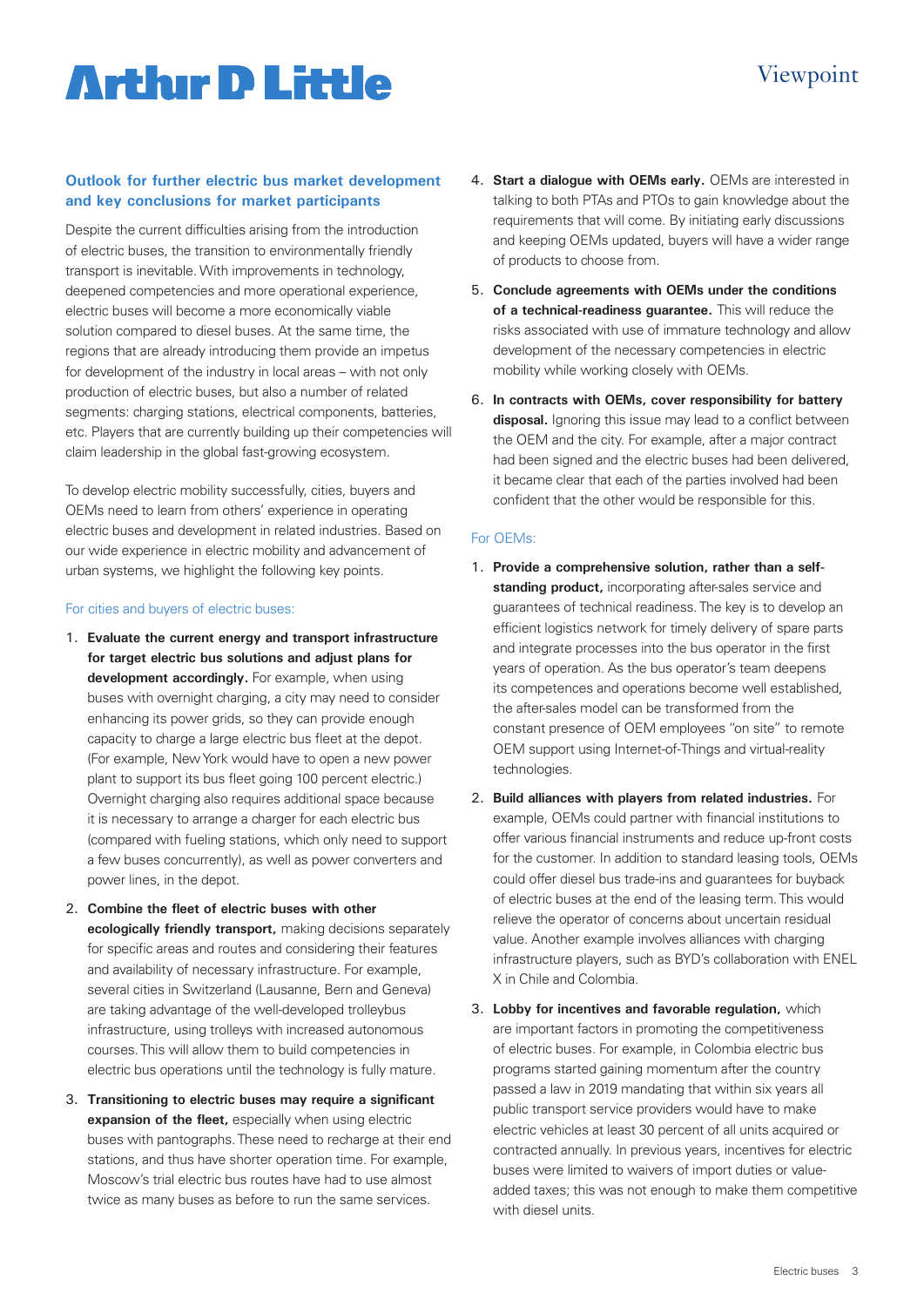## Outlook for further electric bus market development and key conclusions for market participants

Despite the current difficulties arising from the introduction of electric buses, the transition to environmentally friendly transport is inevitable. With improvements in technology, deepened competencies and more operational experience, electric buses will become a more economically viable solution compared to diesel buses. At the same time, the regions that are already introducing them provide an impetus for development of the industry in local areas – with not only production of electric buses, but also a number of related segments: charging stations, electrical components, batteries, etc. Players that are currently building up their competencies will claim leadership in the global fast-growing ecosystem.

To develop electric mobility successfully, cities, buyers and OEMs need to learn from others' experience in operating electric buses and development in related industries. Based on our wide experience in electric mobility and advancement of urban systems, we highlight the following key points.

### For cities and buyers of electric buses:

1. **Evaluate the current energy and transport infrastructure for target electric bus solutions and adjust plans for development accordingly.** For example, when using buses with overnight charging, a city may need to consider enhancing its power grids, so they can provide enough capacity to charge a large electric bus fleet at the depot. (For example, New York would have to open a new power plant to support its bus fleet going 100 percent electric.) Overnight charging also requires additional space because it is necessary to arrange a charger for each electric bus (compared with fueling stations, which only need to support a few buses concurrently), as well as power converters and power lines, in the depot.
2. **Combine the fleet of electric buses with other ecologically friendly transport,** making decisions separately for specific areas and routes and considering their features and availability of necessary infrastructure. For example, several cities in Switzerland (Lausanne, Bern and Geneva) are taking advantage of the well-developed trolleybus infrastructure, using trolleys with increased autonomous courses. This will allow them to build competencies in electric bus operations until the technology is fully mature.
3. **Transitioning to electric buses may require a significant expansion of the fleet,** especially when using electric buses with pantographs. These need to recharge at their end stations, and thus have shorter operation time. For example, Moscow's trial electric bus routes have had to use almost twice as many buses as before to run the same services.
4. **Start a dialogue with OEMs early.** OEMs are interested in talking to both PTAs and PTOs to gain knowledge about the requirements that will come. By initiating early discussions and keeping OEMs updated, buyers will have a wider range of products to choose from.
5. **Conclude agreements with OEMs under the conditions of a technical-readiness guarantee.** This will reduce the risks associated with use of immature technology and allow development of the necessary competencies in electric mobility while working closely with OEMs.
6. **In contracts with OEMs, cover responsibility for battery disposal.** Ignoring this issue may lead to a conflict between the OEM and the city. For example, after a major contract had been signed and the electric buses had been delivered, it became clear that each of the parties involved had been confident that the other would be responsible for this.

### For OEMs:

1. **Provide a comprehensive solution, rather than a self-standing product,** incorporating after-sales service and guarantees of technical readiness. The key is to develop an efficient logistics network for timely delivery of spare parts and integrate processes into the bus operator in the first years of operation. As the bus operator's team deepens its competences and operations become well established, the after-sales model can be transformed from the constant presence of OEM employees "on site" to remote OEM support using Internet-of-Things and virtual-reality technologies.
2. **Build alliances with players from related industries.** For example, OEMs could partner with financial institutions to offer various financial instruments and reduce up-front costs for the customer. In addition to standard leasing tools, OEMs could offer diesel bus trade-ins and guarantees for buyback of electric buses at the end of the leasing term. This would relieve the operator of concerns about uncertain residual value. Another example involves alliances with charging infrastructure players, such as BYD's collaboration with ENEL X in Chile and Colombia.
3. **Lobby for incentives and favorable regulation,** which are important factors in promoting the competitiveness of electric buses. For example, in Colombia electric bus programs started gaining momentum after the country passed a law in 2019 mandating that within six years all public transport service providers would have to make electric vehicles at least 30 percent of all units acquired or contracted annually. In previous years, incentives for electric buses were limited to waivers of import duties or value-added taxes; this was not enough to make them competitive with diesel units.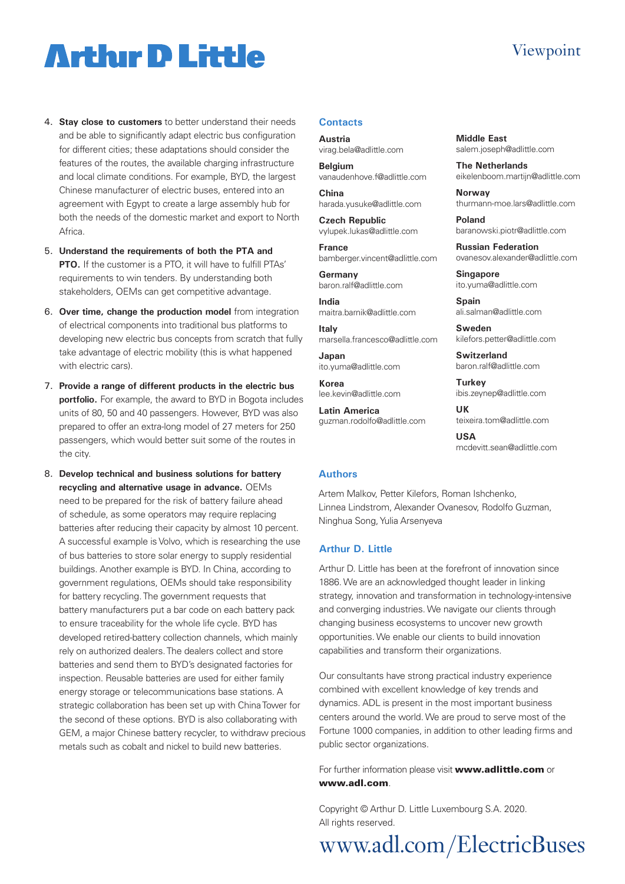4. **Stay close to customers** to better understand their needs and be able to significantly adapt electric bus configuration for different cities; these adaptations should consider the features of the routes, the available charging infrastructure and local climate conditions. For example, BYD, the largest Chinese manufacturer of electric buses, entered into an agreement with Egypt to create a large assembly hub for both the needs of the domestic market and export to North Africa.

5. **Understand the requirements of both the PTA and PTO.** If the customer is a PTO, it will have to fulfill PTAs' requirements to win tenders. By understanding both stakeholders, OEMs can get competitive advantage.

6. **Over time, change the production model** from integration of electrical components into traditional bus platforms to developing new electric bus concepts from scratch that fully take advantage of electric mobility (this is what happened with electric cars).

7. **Provide a range of different products in the electric bus portfolio.** For example, the award to BYD in Bogota includes units of 80, 50 and 40 passengers. However, BYD was also prepared to offer an extra-long model of 27 meters for 250 passengers, which would better suit some of the routes in the city.

8. **Develop technical and business solutions for battery recycling and alternative usage in advance.** OEMs need to be prepared for the risk of battery failure ahead of schedule, as some operators may require replacing batteries after reducing their capacity by almost 10 percent. A successful example is Volvo, which is researching the use of bus batteries to store solar energy to supply residential buildings. Another example is BYD. In China, according to government regulations, OEMs should take responsibility for battery recycling. The government requests that battery manufacturers put a bar code on each battery pack to ensure traceability for the whole life cycle. BYD has developed retired-battery collection channels, which mainly rely on authorized dealers. The dealers collect and store batteries and send them to BYD's designated factories for inspection. Reusable batteries are used for either family energy storage or telecommunications base stations. A strategic collaboration has been set up with China Tower for the second of these options. BYD is also collaborating with GEM, a major Chinese battery recycler, to withdraw precious metals such as cobalt and nickel to build new batteries.

## Contacts

**Austria**
virag.bela@adlittle.com

**Belgium**
vanaudenhove.f@adlittle.com

**China**
harada.yusuke@adlittle.com

**Czech Republic**
vylupek.lukas@adlittle.com

**France**
bamberger.vincent@adlittle.com

**Germany**
baron.ralf@adlittle.com

**India**
maitra.barnik@adlittle.com

**Italy**
marsella.francesco@adlittle.com

**Japan**
ito.yuma@adlittle.com

**Korea**
lee.kevin@adlittle.com

**Latin America**
guzman.rodolfo@adlittle.com

**Middle East**
salem.joseph@adlittle.com

**The Netherlands**
eikelenboom.martijn@adlittle.com

**Norway**
thurmann-moe.lars@adlittle.com

**Poland**
baranowski.piotr@adlittle.com

**Russian Federation**
ovanesov.alexander@adlittle.com

**Singapore**
ito.yuma@adlittle.com

**Spain**
ali.salman@adlittle.com

**Sweden**
kilefors.petter@adlittle.com

**Switzerland**
baron.ralf@adlittle.com

**Turkey**
ibis.zeynep@adlittle.com

**UK**
teixeira.tom@adlittle.com

**USA**
mcdevitt.sean@adlittle.com

## Authors

Artem Malkov, Petter Kilefors, Roman Ishchenko, Linnea Lindstrom, Alexander Ovanesov, Rodolfo Guzman, Ninghua Song, Yulia Arsenyeva

## Arthur D. Little

Arthur D. Little has been at the forefront of innovation since 1886. We are an acknowledged thought leader in linking strategy, innovation and transformation in technology-intensive and converging industries. We navigate our clients through changing business ecosystems to uncover new growth opportunities. We enable our clients to build innovation capabilities and transform their organizations.

Our consultants have strong practical industry experience combined with excellent knowledge of key trends and dynamics. ADL is present in the most important business centers around the world. We are proud to serve most of the Fortune 1000 companies, in addition to other leading firms and public sector organizations.

For further information please visit **www.adlittle.com** or **www.adl.com**.

Copyright © Arthur D. Little Luxembourg S.A. 2020. All rights reserved.

www.adl.com/ElectricBuses